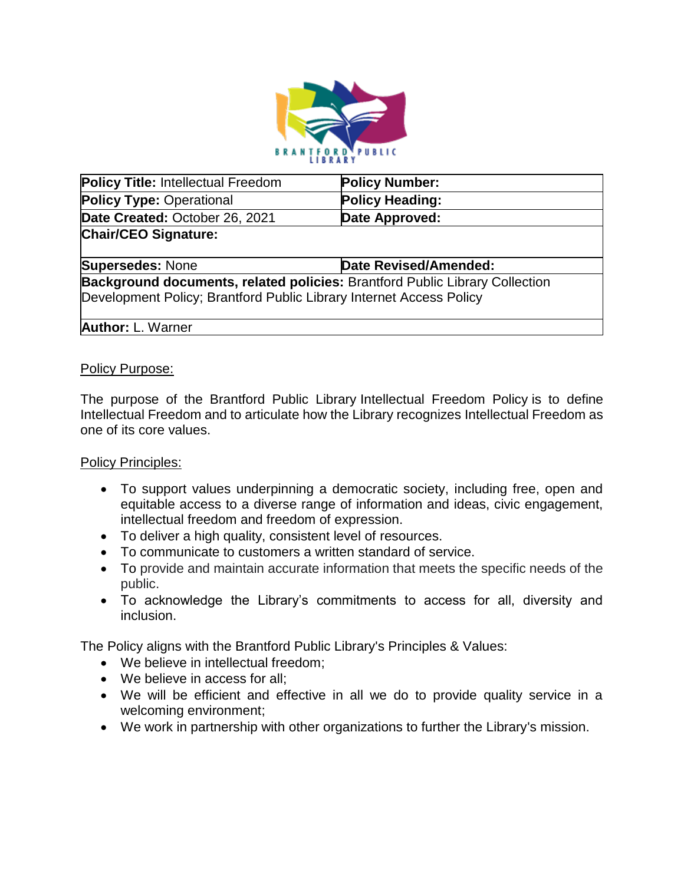| **Policy Title:** Intellectual Freedom | **Policy Number:** |
| --- | --- |
| **Policy Type:** Operational | **Policy Heading:** |
| **Date Created:** October 26, 2021 | **Date Approved:** |
| **Chair/CEO Signature:** | |
| **Supersedes:** None | **Date Revised/Amended:** |
| **Background documents, related policies:** Brantford Public Library Collection Development Policy; Brantford Public Library Internet Access Policy | |
| **Author:** L. Warner | |

## Policy Purpose:

The purpose of the Brantford Public Library Intellectual Freedom Policy is to define Intellectual Freedom and to articulate how the Library recognizes Intellectual Freedom as one of its core values.

## Policy Principles:

- To support values underpinning a democratic society, including free, open and equitable access to a diverse range of information and ideas, civic engagement, intellectual freedom and freedom of expression.
- To deliver a high quality, consistent level of resources.
- To communicate to customers a written standard of service.
- To provide and maintain accurate information that meets the specific needs of the public.
- To acknowledge the Library's commitments to access for all, diversity and inclusion.

The Policy aligns with the Brantford Public Library's Principles & Values:

- We believe in intellectual freedom;
- We believe in access for all;
- We will be efficient and effective in all we do to provide quality service in a welcoming environment;
- We work in partnership with other organizations to further the Library's mission.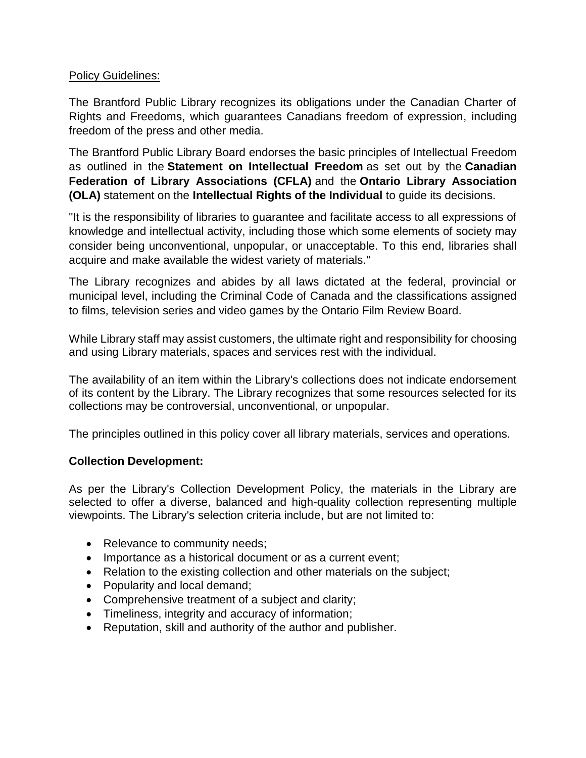Policy Guidelines:

The Brantford Public Library recognizes its obligations under the Canadian Charter of Rights and Freedoms, which guarantees Canadians freedom of expression, including freedom of the press and other media.

The Brantford Public Library Board endorses the basic principles of Intellectual Freedom as outlined in the **Statement on Intellectual Freedom** as set out by the **Canadian Federation of Library Associations (CFLA)** and the **Ontario Library Association (OLA)** statement on the **Intellectual Rights of the Individual** to guide its decisions.

"It is the responsibility of libraries to guarantee and facilitate access to all expressions of knowledge and intellectual activity, including those which some elements of society may consider being unconventional, unpopular, or unacceptable. To this end, libraries shall acquire and make available the widest variety of materials."

The Library recognizes and abides by all laws dictated at the federal, provincial or municipal level, including the Criminal Code of Canada and the classifications assigned to films, television series and video games by the Ontario Film Review Board.

While Library staff may assist customers, the ultimate right and responsibility for choosing and using Library materials, spaces and services rest with the individual.

The availability of an item within the Library's collections does not indicate endorsement of its content by the Library. The Library recognizes that some resources selected for its collections may be controversial, unconventional, or unpopular.

The principles outlined in this policy cover all library materials, services and operations.

**Collection Development:**

As per the Library's Collection Development Policy, the materials in the Library are selected to offer a diverse, balanced and high-quality collection representing multiple viewpoints. The Library's selection criteria include, but are not limited to:

- Relevance to community needs;
- Importance as a historical document or as a current event;
- Relation to the existing collection and other materials on the subject;
- Popularity and local demand;
- Comprehensive treatment of a subject and clarity;
- Timeliness, integrity and accuracy of information;
- Reputation, skill and authority of the author and publisher.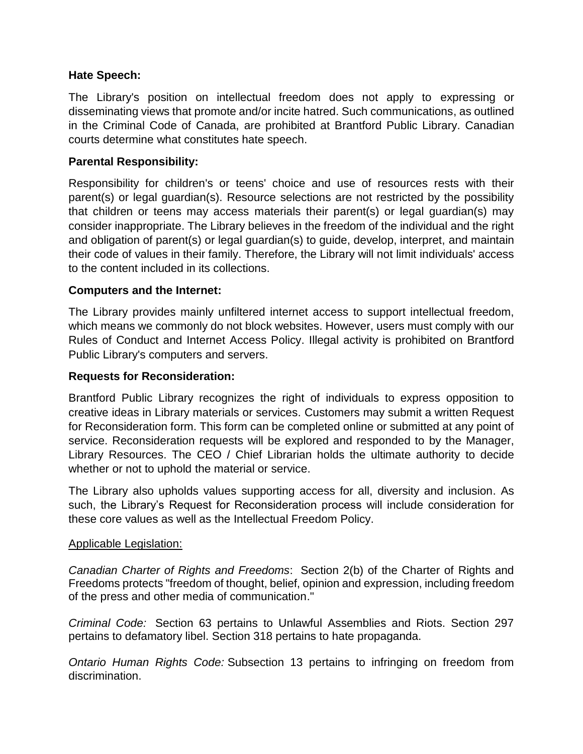**Hate Speech:**

The Library's position on intellectual freedom does not apply to expressing or disseminating views that promote and/or incite hatred. Such communications, as outlined in the Criminal Code of Canada, are prohibited at Brantford Public Library. Canadian courts determine what constitutes hate speech.

**Parental Responsibility:**

Responsibility for children's or teens' choice and use of resources rests with their parent(s) or legal guardian(s). Resource selections are not restricted by the possibility that children or teens may access materials their parent(s) or legal guardian(s) may consider inappropriate. The Library believes in the freedom of the individual and the right and obligation of parent(s) or legal guardian(s) to guide, develop, interpret, and maintain their code of values in their family. Therefore, the Library will not limit individuals' access to the content included in its collections.

**Computers and the Internet:**

The Library provides mainly unfiltered internet access to support intellectual freedom, which means we commonly do not block websites. However, users must comply with our Rules of Conduct and Internet Access Policy. Illegal activity is prohibited on Brantford Public Library's computers and servers.

**Requests for Reconsideration:**

Brantford Public Library recognizes the right of individuals to express opposition to creative ideas in Library materials or services. Customers may submit a written Request for Reconsideration form. This form can be completed online or submitted at any point of service. Reconsideration requests will be explored and responded to by the Manager, Library Resources. The CEO / Chief Librarian holds the ultimate authority to decide whether or not to uphold the material or service.

The Library also upholds values supporting access for all, diversity and inclusion. As such, the Library's Request for Reconsideration process will include consideration for these core values as well as the Intellectual Freedom Policy.

<u>Applicable Legislation:</u>

*Canadian Charter of Rights and Freedoms*: Section 2(b) of the Charter of Rights and Freedoms protects "freedom of thought, belief, opinion and expression, including freedom of the press and other media of communication."

*Criminal Code:* Section 63 pertains to Unlawful Assemblies and Riots. Section 297 pertains to defamatory libel. Section 318 pertains to hate propaganda.

*Ontario Human Rights Code:* Subsection 13 pertains to infringing on freedom from discrimination.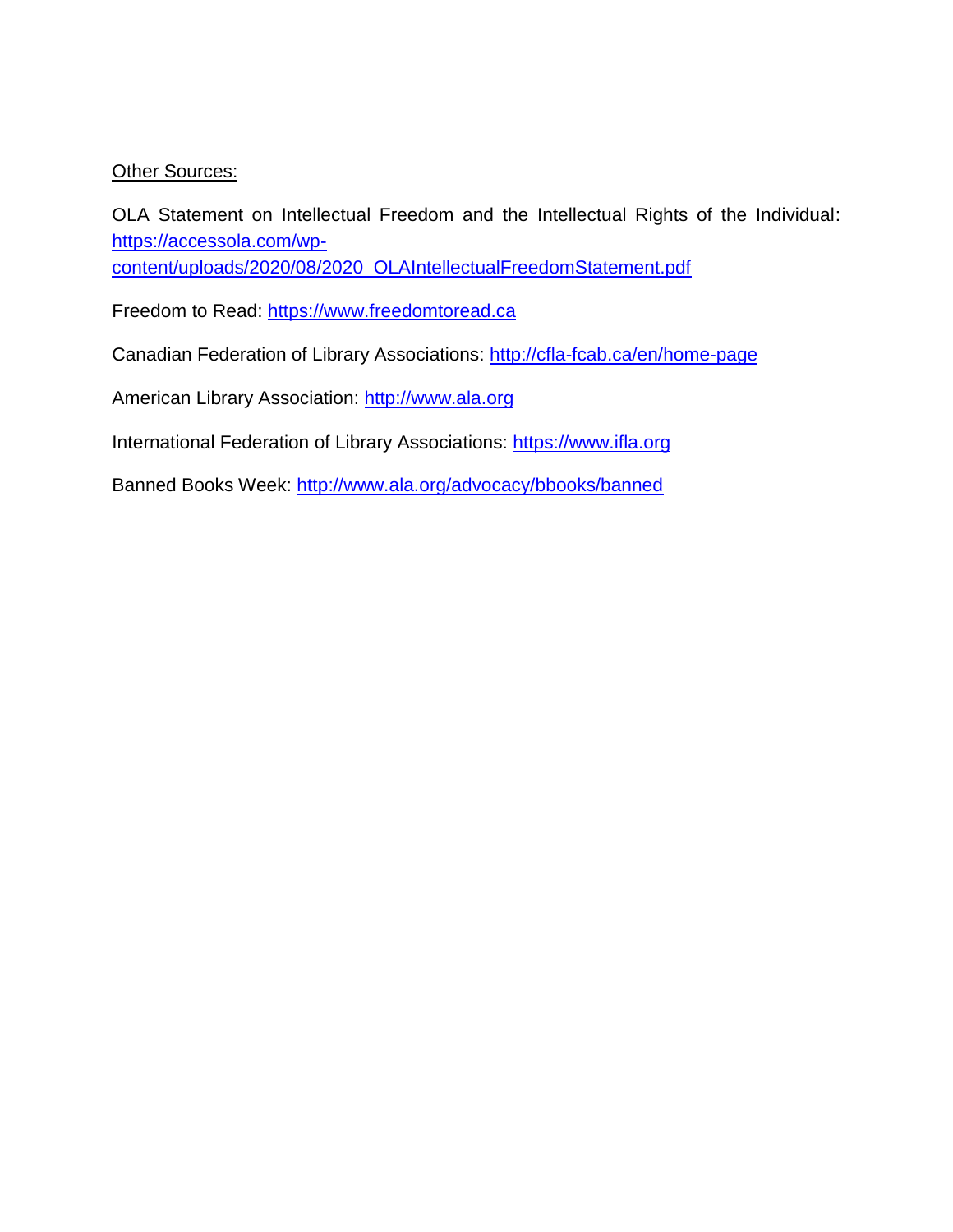Other Sources:

OLA Statement on Intellectual Freedom and the Intellectual Rights of the Individual: https://accessola.com/wp-content/uploads/2020/08/2020_OLAIntellectualFreedomStatement.pdf

Freedom to Read: https://www.freedomtoread.ca

Canadian Federation of Library Associations: http://cfla-fcab.ca/en/home-page

American Library Association: http://www.ala.org

International Federation of Library Associations: https://www.ifla.org

Banned Books Week: http://www.ala.org/advocacy/bbooks/banned